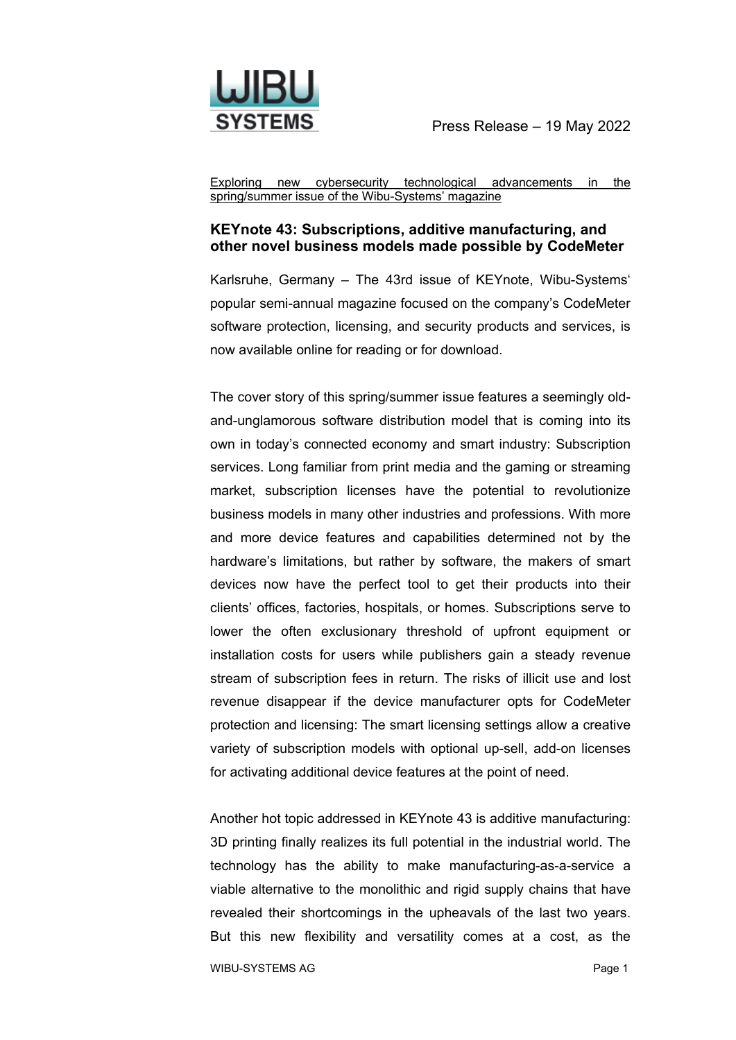Press Release – 19 May 2022

Exploring new cybersecurity technological advancements in the spring/summer issue of the Wibu-Systems' magazine

## KEYnote 43: Subscriptions, additive manufacturing, and other novel business models made possible by CodeMeter

Karlsruhe, Germany – The 43rd issue of KEYnote, Wibu-Systems' popular semi-annual magazine focused on the company's CodeMeter software protection, licensing, and security products and services, is now available online for reading or for download.

The cover story of this spring/summer issue features a seemingly old-and-unglamorous software distribution model that is coming into its own in today's connected economy and smart industry: Subscription services. Long familiar from print media and the gaming or streaming market, subscription licenses have the potential to revolutionize business models in many other industries and professions. With more and more device features and capabilities determined not by the hardware's limitations, but rather by software, the makers of smart devices now have the perfect tool to get their products into their clients' offices, factories, hospitals, or homes. Subscriptions serve to lower the often exclusionary threshold of upfront equipment or installation costs for users while publishers gain a steady revenue stream of subscription fees in return. The risks of illicit use and lost revenue disappear if the device manufacturer opts for CodeMeter protection and licensing: The smart licensing settings allow a creative variety of subscription models with optional up-sell, add-on licenses for activating additional device features at the point of need.

Another hot topic addressed in KEYnote 43 is additive manufacturing: 3D printing finally realizes its full potential in the industrial world. The technology has the ability to make manufacturing-as-a-service a viable alternative to the monolithic and rigid supply chains that have revealed their shortcomings in the upheavals of the last two years. But this new flexibility and versatility comes at a cost, as the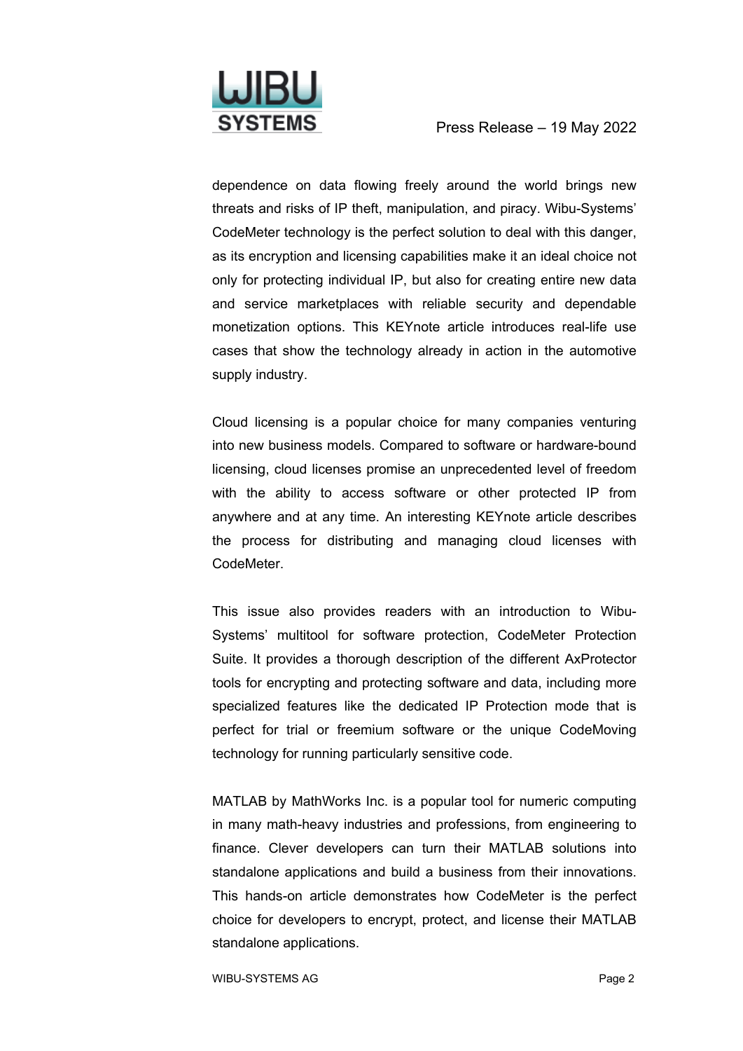dependence on data flowing freely around the world brings new threats and risks of IP theft, manipulation, and piracy. Wibu-Systems' CodeMeter technology is the perfect solution to deal with this danger, as its encryption and licensing capabilities make it an ideal choice not only for protecting individual IP, but also for creating entire new data and service marketplaces with reliable security and dependable monetization options. This KEYnote article introduces real-life use cases that show the technology already in action in the automotive supply industry.

Cloud licensing is a popular choice for many companies venturing into new business models. Compared to software or hardware-bound licensing, cloud licenses promise an unprecedented level of freedom with the ability to access software or other protected IP from anywhere and at any time. An interesting KEYnote article describes the process for distributing and managing cloud licenses with CodeMeter.

This issue also provides readers with an introduction to Wibu-Systems' multitool for software protection, CodeMeter Protection Suite. It provides a thorough description of the different AxProtector tools for encrypting and protecting software and data, including more specialized features like the dedicated IP Protection mode that is perfect for trial or freemium software or the unique CodeMoving technology for running particularly sensitive code.

MATLAB by MathWorks Inc. is a popular tool for numeric computing in many math-heavy industries and professions, from engineering to finance. Clever developers can turn their MATLAB solutions into standalone applications and build a business from their innovations. This hands-on article demonstrates how CodeMeter is the perfect choice for developers to encrypt, protect, and license their MATLAB standalone applications.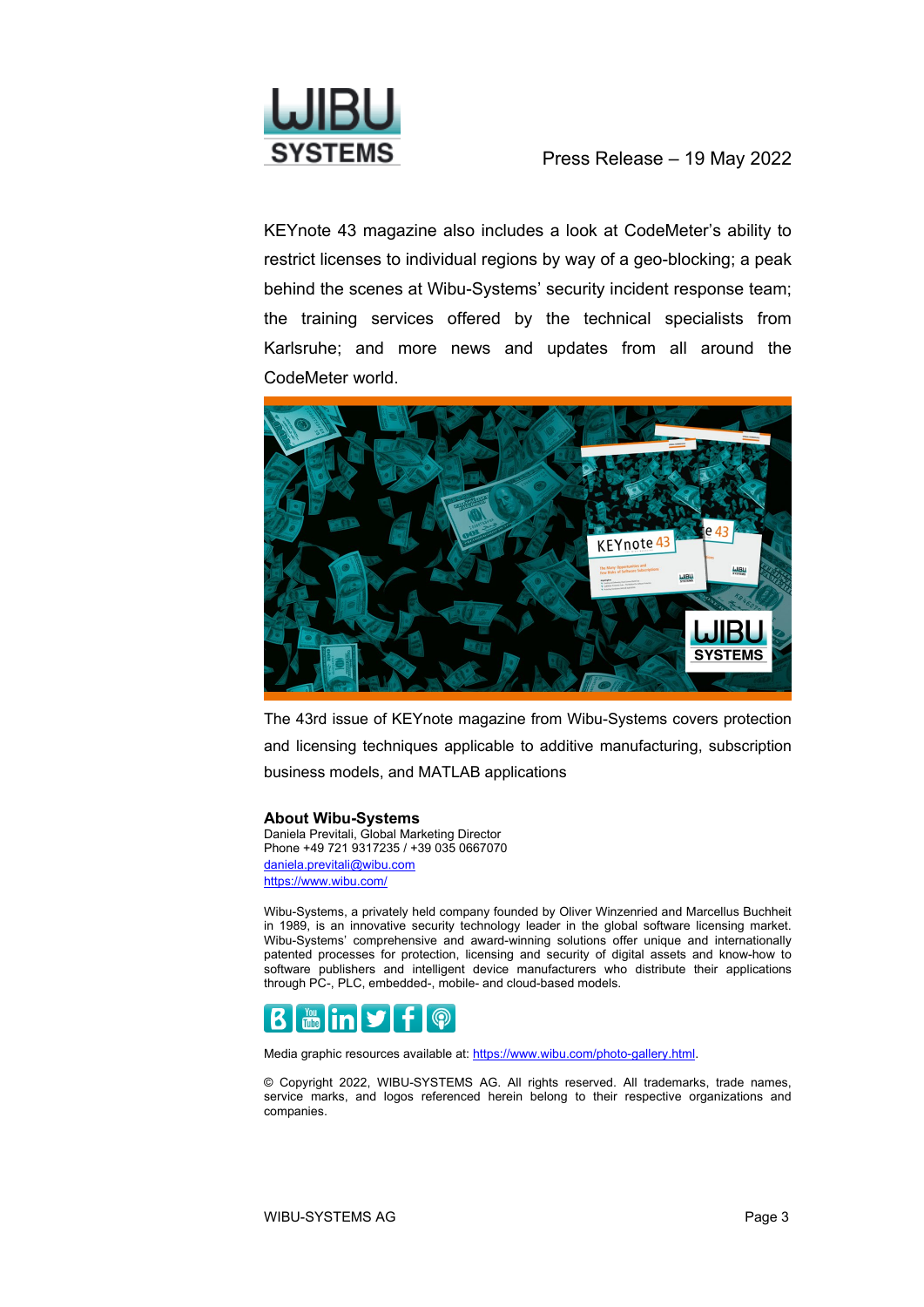KEYnote 43 magazine also includes a look at CodeMeter's ability to restrict licenses to individual regions by way of a geo-blocking; a peak behind the scenes at Wibu-Systems' security incident response team; the training services offered by the technical specialists from Karlsruhe; and more news and updates from all around the CodeMeter world.

The 43rd issue of KEYnote magazine from Wibu-Systems covers protection and licensing techniques applicable to additive manufacturing, subscription business models, and MATLAB applications

**About Wibu-Systems**
Daniela Previtali, Global Marketing Director
Phone +49 721 9317235 / +39 035 0667070
daniela.previtali@wibu.com
https://www.wibu.com/

Wibu-Systems, a privately held company founded by Oliver Winzenried and Marcellus Buchheit in 1989, is an innovative security technology leader in the global software licensing market. Wibu-Systems' comprehensive and award-winning solutions offer unique and internationally patented processes for protection, licensing and security of digital assets and know-how to software publishers and intelligent device manufacturers who distribute their applications through PC-, PLC, embedded-, mobile- and cloud-based models.

Media graphic resources available at: https://www.wibu.com/photo-gallery.html.

© Copyright 2022, WIBU-SYSTEMS AG. All rights reserved. All trademarks, trade names, service marks, and logos referenced herein belong to their respective organizations and companies.